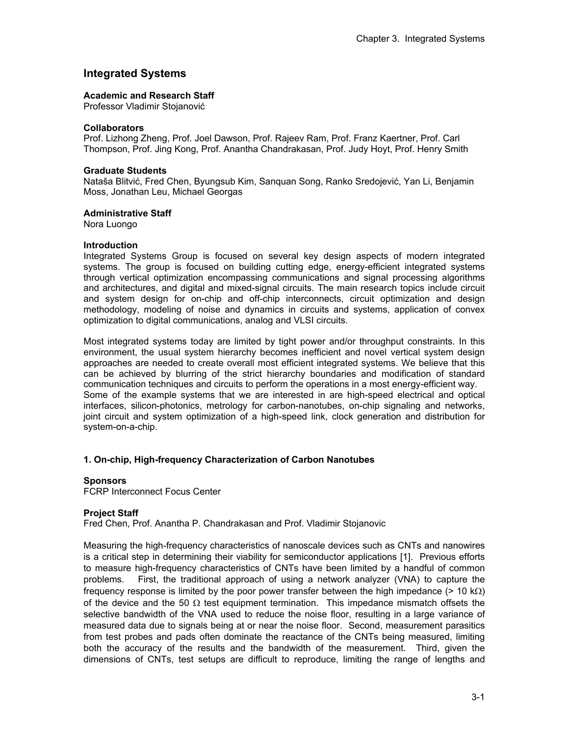# Integrated Systems

**Academic and Research Staff**
Professor Vladimir Stojanović

**Collaborators**
Prof. Lizhong Zheng, Prof. Joel Dawson, Prof. Rajeev Ram, Prof. Franz Kaertner, Prof. Carl Thompson, Prof. Jing Kong, Prof. Anantha Chandrakasan, Prof. Judy Hoyt, Prof. Henry Smith

**Graduate Students**
Nataša Blitvić, Fred Chen, Byungsub Kim, Sanquan Song, Ranko Sredojević, Yan Li, Benjamin Moss, Jonathan Leu, Michael Georgas

**Administrative Staff**
Nora Luongo

**Introduction**
Integrated Systems Group is focused on several key design aspects of modern integrated systems. The group is focused on building cutting edge, energy-efficient integrated systems through vertical optimization encompassing communications and signal processing algorithms and architectures, and digital and mixed-signal circuits. The main research topics include circuit and system design for on-chip and off-chip interconnects, circuit optimization and design methodology, modeling of noise and dynamics in circuits and systems, application of convex optimization to digital communications, analog and VLSI circuits.

Most integrated systems today are limited by tight power and/or throughput constraints. In this environment, the usual system hierarchy becomes inefficient and novel vertical system design approaches are needed to create overall most efficient integrated systems. We believe that this can be achieved by blurring of the strict hierarchy boundaries and modification of standard communication techniques and circuits to perform the operations in a most energy-efficient way. Some of the example systems that we are interested in are high-speed electrical and optical interfaces, silicon-photonics, metrology for carbon-nanotubes, on-chip signaling and networks, joint circuit and system optimization of a high-speed link, clock generation and distribution for system-on-a-chip.

## 1. On-chip, High-frequency Characterization of Carbon Nanotubes

**Sponsors**
FCRP Interconnect Focus Center

**Project Staff**
Fred Chen, Prof. Anantha P. Chandrakasan and Prof. Vladimir Stojanovic

Measuring the high-frequency characteristics of nanoscale devices such as CNTs and nanowires is a critical step in determining their viability for semiconductor applications [1]. Previous efforts to measure high-frequency characteristics of CNTs have been limited by a handful of common problems. First, the traditional approach of using a network analyzer (VNA) to capture the frequency response is limited by the poor power transfer between the high impedance (> 10 kΩ) of the device and the 50 Ω test equipment termination. This impedance mismatch offsets the selective bandwidth of the VNA used to reduce the noise floor, resulting in a large variance of measured data due to signals being at or near the noise floor. Second, measurement parasitics from test probes and pads often dominate the reactance of the CNTs being measured, limiting both the accuracy of the results and the bandwidth of the measurement. Third, given the dimensions of CNTs, test setups are difficult to reproduce, limiting the range of lengths and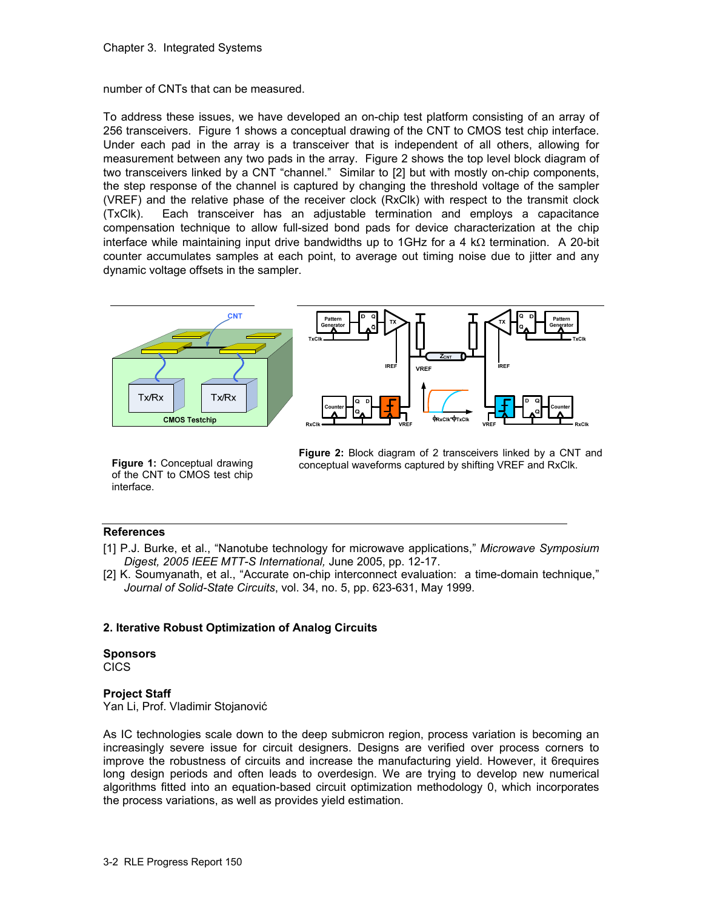number of CNTs that can be measured.

To address these issues, we have developed an on-chip test platform consisting of an array of 256 transceivers. Figure 1 shows a conceptual drawing of the CNT to CMOS test chip interface. Under each pad in the array is a transceiver that is independent of all others, allowing for measurement between any two pads in the array. Figure 2 shows the top level block diagram of two transceivers linked by a CNT "channel." Similar to [2] but with mostly on-chip components, the step response of the channel is captured by changing the threshold voltage of the sampler (VREF) and the relative phase of the receiver clock (RxClk) with respect to the transmit clock (TxClk). Each transceiver has an adjustable termination and employs a capacitance compensation technique to allow full-sized bond pads for device characterization at the chip interface while maintaining input drive bandwidths up to 1GHz for a 4 kΩ termination. A 20-bit counter accumulates samples at each point, to average out timing noise due to jitter and any dynamic voltage offsets in the sampler.

**Figure 1:** Conceptual drawing of the CNT to CMOS test chip interface.

**Figure 2:** Block diagram of 2 transceivers linked by a CNT and conceptual waveforms captured by shifting VREF and RxClk.

### References

[1] P.J. Burke, et al., "Nanotube technology for microwave applications," *Microwave Symposium Digest, 2005 IEEE MTT-S International,* June 2005, pp. 12-17.

[2] K. Soumyanath, et al., "Accurate on-chip interconnect evaluation: a time-domain technique," *Journal of Solid-State Circuits*, vol. 34, no. 5, pp. 623-631, May 1999.

## 2. Iterative Robust Optimization of Analog Circuits

**Sponsors**
CICS

**Project Staff**
Yan Li, Prof. Vladimir Stojanović

As IC technologies scale down to the deep submicron region, process variation is becoming an increasingly severe issue for circuit designers. Designs are verified over process corners to improve the robustness of circuits and increase the manufacturing yield. However, it 6requires long design periods and often leads to overdesign. We are trying to develop new numerical algorithms fitted into an equation-based circuit optimization methodology 0, which incorporates the process variations, as well as provides yield estimation.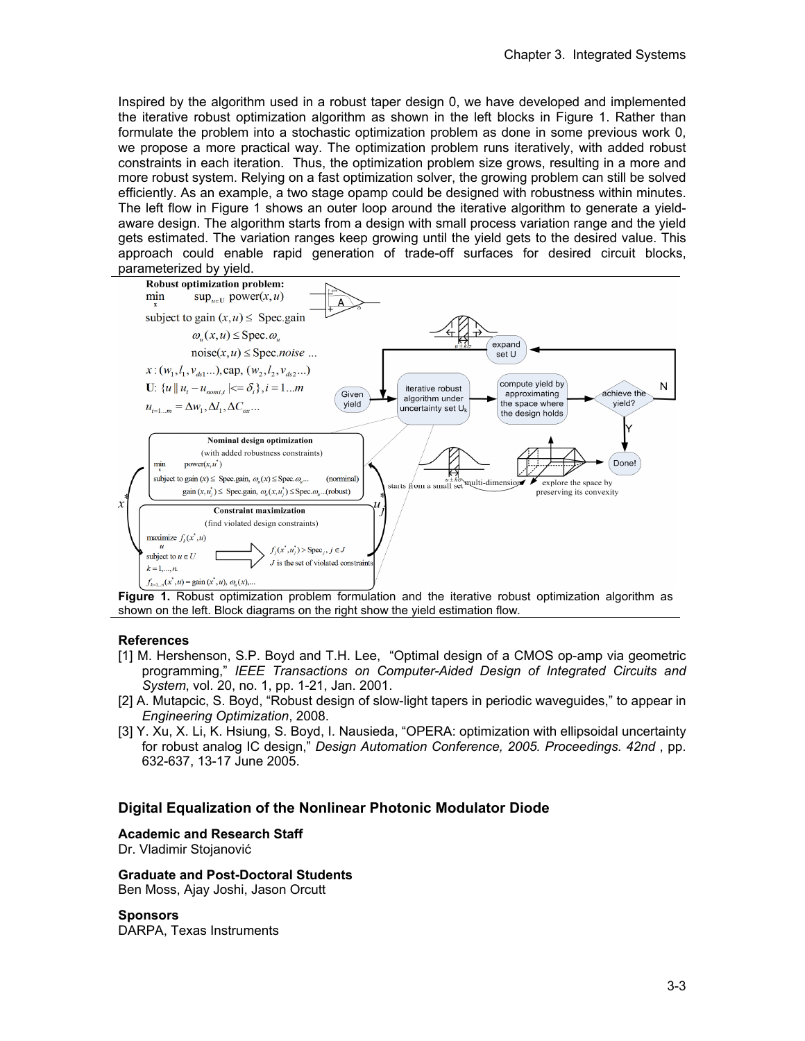Inspired by the algorithm used in a robust taper design 0, we have developed and implemented the iterative robust optimization algorithm as shown in the left blocks in Figure 1. Rather than formulate the problem into a stochastic optimization problem as done in some previous work 0, we propose a more practical way. The optimization problem runs iteratively, with added robust constraints in each iteration. Thus, the optimization problem size grows, resulting in a more and more robust system. Relying on a fast optimization solver, the growing problem can still be solved efficiently. As an example, a two stage opamp could be designed with robustness within minutes. The left flow in Figure 1 shows an outer loop around the iterative algorithm to generate a yield-aware design. The algorithm starts from a design with small process variation range and the yield gets estimated. The variation ranges keep growing until the yield gets to the desired value. This approach could enable rapid generation of trade-off surfaces for desired circuit blocks, parameterized by yield.

**Figure 1.** Robust optimization problem formulation and the iterative robust optimization algorithm as shown on the left. Block diagrams on the right show the yield estimation flow.

### References

[1] M. Hershenson, S.P. Boyd and T.H. Lee, "Optimal design of a CMOS op-amp via geometric programming," *IEEE Transactions on Computer-Aided Design of Integrated Circuits and System*, vol. 20, no. 1, pp. 1-21, Jan. 2001.

[2] A. Mutapcic, S. Boyd, "Robust design of slow-light tapers in periodic waveguides," to appear in *Engineering Optimization*, 2008.

[3] Y. Xu, X. Li, K. Hsiung, S. Boyd, I. Nausieda, "OPERA: optimization with ellipsoidal uncertainty for robust analog IC design," *Design Automation Conference, 2005. Proceedings. 42nd* , pp. 632-637, 13-17 June 2005.

## Digital Equalization of the Nonlinear Photonic Modulator Diode

**Academic and Research Staff**

Dr. Vladimir Stojanović

**Graduate and Post-Doctoral Students**

Ben Moss, Ajay Joshi, Jason Orcutt

**Sponsors**

DARPA, Texas Instruments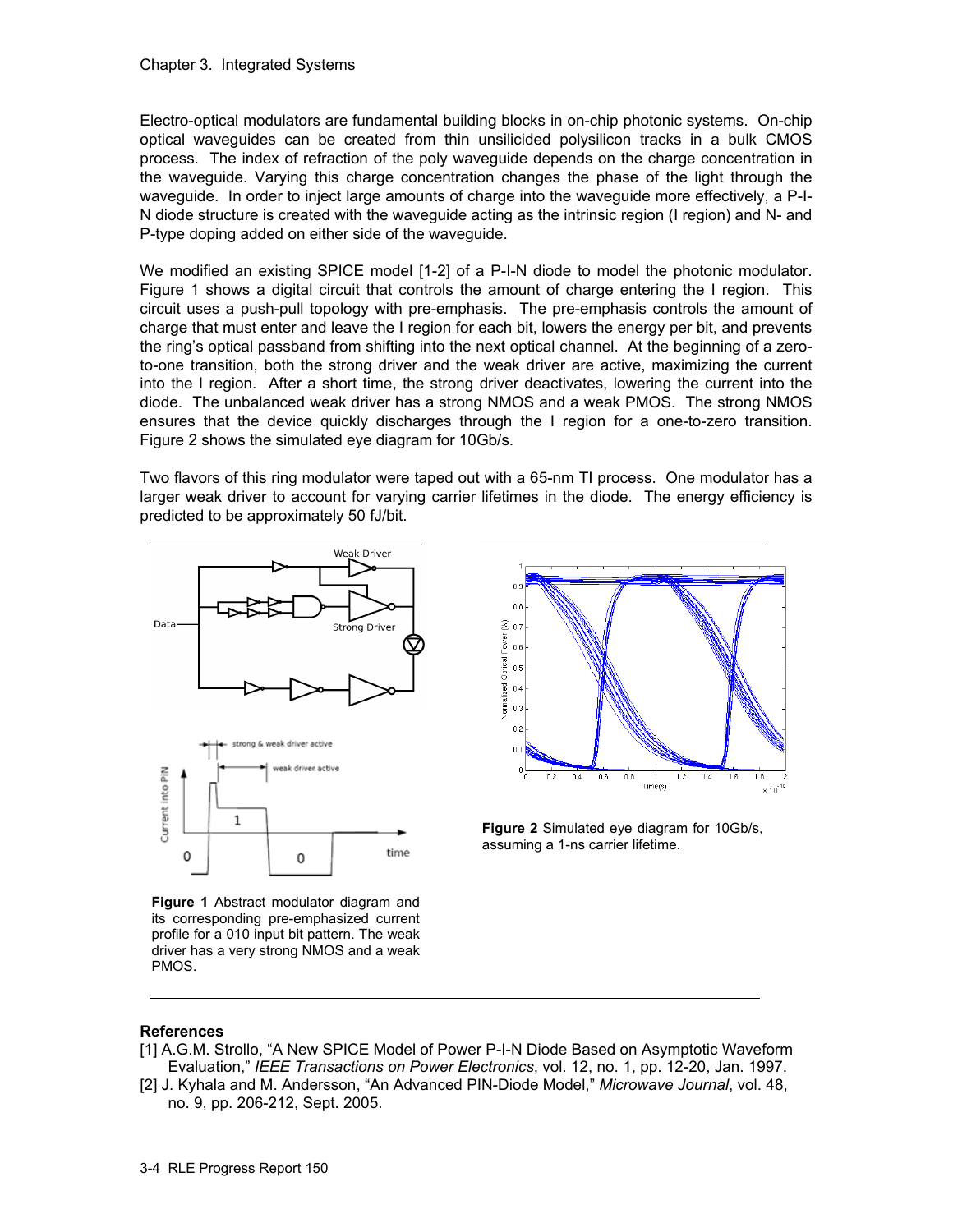Electro-optical modulators are fundamental building blocks in on-chip photonic systems. On-chip optical waveguides can be created from thin unsilicided polysilicon tracks in a bulk CMOS process. The index of refraction of the poly waveguide depends on the charge concentration in the waveguide. Varying this charge concentration changes the phase of the light through the waveguide. In order to inject large amounts of charge into the waveguide more effectively, a P-I-N diode structure is created with the waveguide acting as the intrinsic region (I region) and N- and P-type doping added on either side of the waveguide.

We modified an existing SPICE model [1-2] of a P-I-N diode to model the photonic modulator. Figure 1 shows a digital circuit that controls the amount of charge entering the I region. This circuit uses a push-pull topology with pre-emphasis. The pre-emphasis controls the amount of charge that must enter and leave the I region for each bit, lowers the energy per bit, and prevents the ring's optical passband from shifting into the next optical channel. At the beginning of a zero-to-one transition, both the strong driver and the weak driver are active, maximizing the current into the I region. After a short time, the strong driver deactivates, lowering the current into the diode. The unbalanced weak driver has a strong NMOS and a weak PMOS. The strong NMOS ensures that the device quickly discharges through the I region for a one-to-zero transition. Figure 2 shows the simulated eye diagram for 10Gb/s.

Two flavors of this ring modulator were taped out with a 65-nm TI process. One modulator has a larger weak driver to account for varying carrier lifetimes in the diode. The energy efficiency is predicted to be approximately 50 fJ/bit.

**Figure 1** Abstract modulator diagram and its corresponding pre-emphasized current profile for a 010 input bit pattern. The weak driver has a very strong NMOS and a weak PMOS.

**Figure 2** Simulated eye diagram for 10Gb/s, assuming a 1-ns carrier lifetime.

### References

[1] A.G.M. Strollo, "A New SPICE Model of Power P-I-N Diode Based on Asymptotic Waveform Evaluation," *IEEE Transactions on Power Electronics*, vol. 12, no. 1, pp. 12-20, Jan. 1997.

[2] J. Kyhala and M. Andersson, "An Advanced PIN-Diode Model," *Microwave Journal*, vol. 48, no. 9, pp. 206-212, Sept. 2005.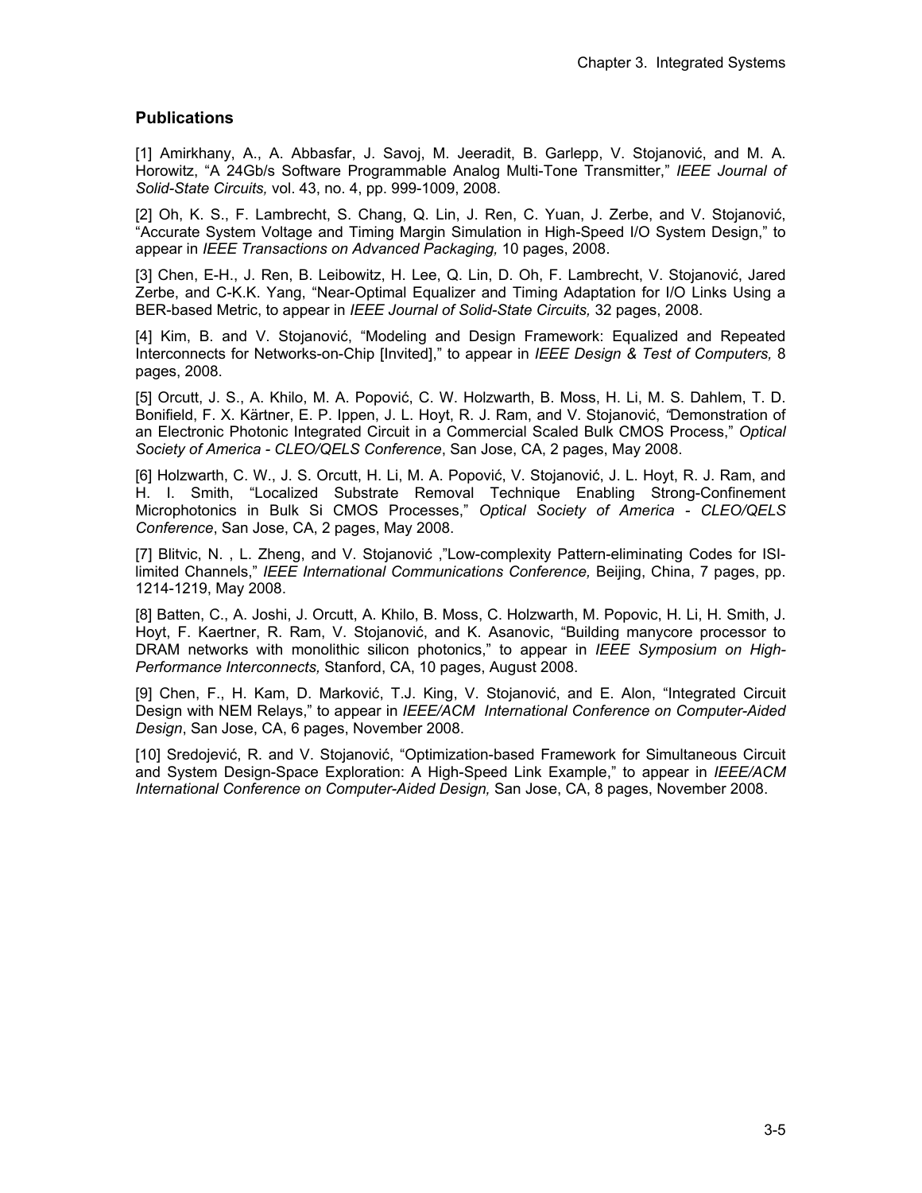## Publications

[1] Amirkhany, A., A. Abbasfar, J. Savoj, M. Jeeradit, B. Garlepp, V. Stojanović, and M. A. Horowitz, "A 24Gb/s Software Programmable Analog Multi-Tone Transmitter," *IEEE Journal of Solid-State Circuits,* vol. 43, no. 4, pp. 999-1009, 2008.

[2] Oh, K. S., F. Lambrecht, S. Chang, Q. Lin, J. Ren, C. Yuan, J. Zerbe, and V. Stojanović, "Accurate System Voltage and Timing Margin Simulation in High-Speed I/O System Design," to appear in *IEEE Transactions on Advanced Packaging,* 10 pages, 2008.

[3] Chen, E-H., J. Ren, B. Leibowitz, H. Lee, Q. Lin, D. Oh, F. Lambrecht, V. Stojanović, Jared Zerbe, and C-K.K. Yang, "Near-Optimal Equalizer and Timing Adaptation for I/O Links Using a BER-based Metric, to appear in *IEEE Journal of Solid-State Circuits,* 32 pages, 2008.

[4] Kim, B. and V. Stojanović, "Modeling and Design Framework: Equalized and Repeated Interconnects for Networks-on-Chip [Invited]," to appear in *IEEE Design & Test of Computers,* 8 pages, 2008.

[5] Orcutt, J. S., A. Khilo, M. A. Popović, C. W. Holzwarth, B. Moss, H. Li, M. S. Dahlem, T. D. Bonifield, F. X. Kärtner, E. P. Ippen, J. L. Hoyt, R. J. Ram, and V. Stojanović, "Demonstration of an Electronic Photonic Integrated Circuit in a Commercial Scaled Bulk CMOS Process," *Optical Society of America - CLEO/QELS Conference*, San Jose, CA, 2 pages, May 2008.

[6] Holzwarth, C. W., J. S. Orcutt, H. Li, M. A. Popović, V. Stojanović, J. L. Hoyt, R. J. Ram, and H. I. Smith, "Localized Substrate Removal Technique Enabling Strong-Confinement Microphotonics in Bulk Si CMOS Processes," *Optical Society of America - CLEO/QELS Conference*, San Jose, CA, 2 pages, May 2008.

[7] Blitvic, N. , L. Zheng, and V. Stojanović ,"Low-complexity Pattern-eliminating Codes for ISI-limited Channels," *IEEE International Communications Conference,* Beijing, China, 7 pages, pp. 1214-1219, May 2008.

[8] Batten, C., A. Joshi, J. Orcutt, A. Khilo, B. Moss, C. Holzwarth, M. Popovic, H. Li, H. Smith, J. Hoyt, F. Kaertner, R. Ram, V. Stojanović, and K. Asanovic, "Building manycore processor to DRAM networks with monolithic silicon photonics," to appear in *IEEE Symposium on High-Performance Interconnects,* Stanford, CA, 10 pages, August 2008.

[9] Chen, F., H. Kam, D. Marković, T.J. King, V. Stojanović, and E. Alon, "Integrated Circuit Design with NEM Relays," to appear in *IEEE/ACM International Conference on Computer-Aided Design*, San Jose, CA, 6 pages, November 2008.

[10] Sredojević, R. and V. Stojanović, "Optimization-based Framework for Simultaneous Circuit and System Design-Space Exploration: A High-Speed Link Example," to appear in *IEEE/ACM International Conference on Computer-Aided Design,* San Jose, CA, 8 pages, November 2008.